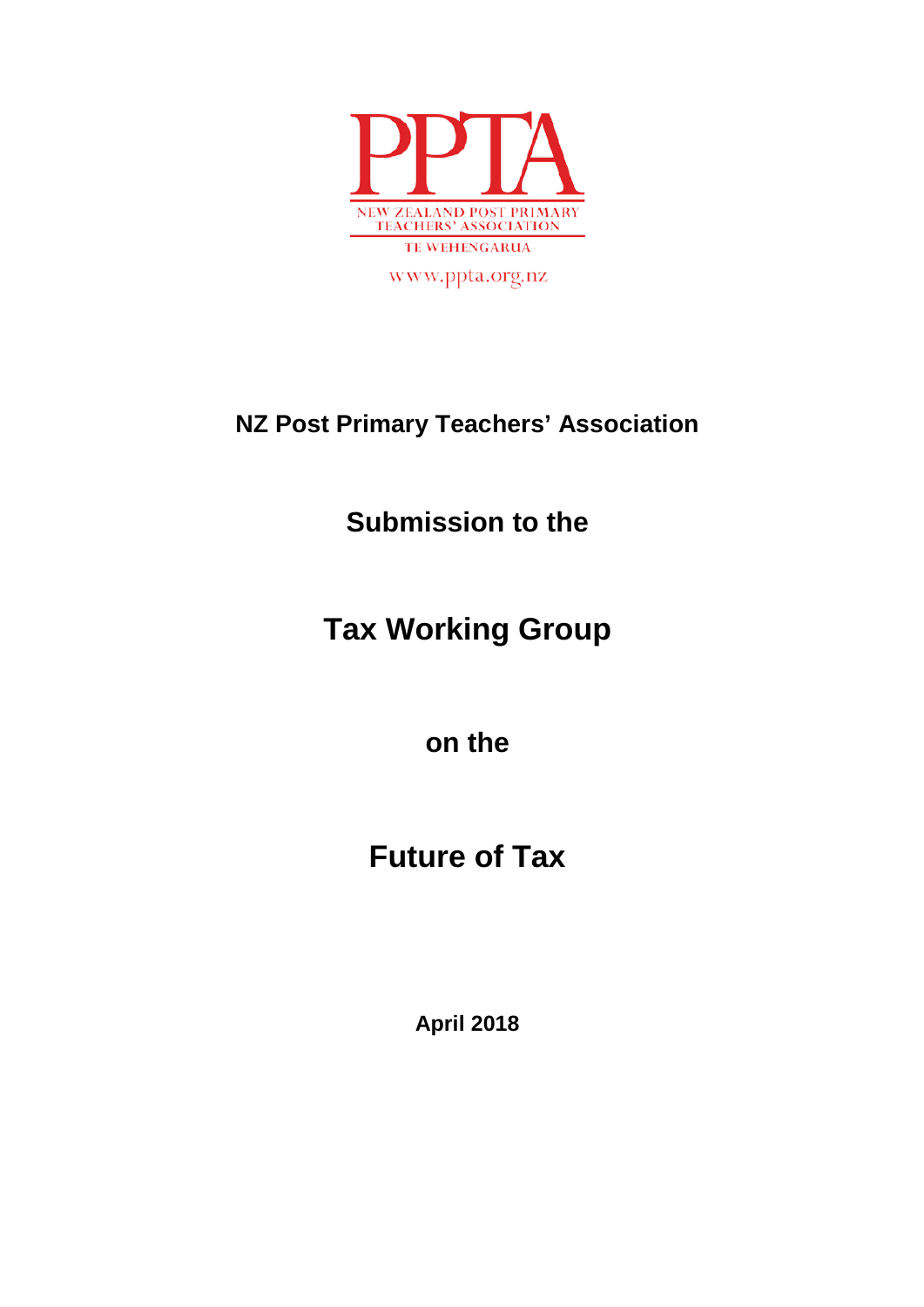PPTA

NEW ZEALAND POST PRIMARY TEACHERS' ASSOCIATION

TE WEHENGARUA

www.ppta.org.nz

**NZ Post Primary Teachers' Association**

**Submission to the**

# Tax Working Group

**on the**

# Future of Tax

**April 2018**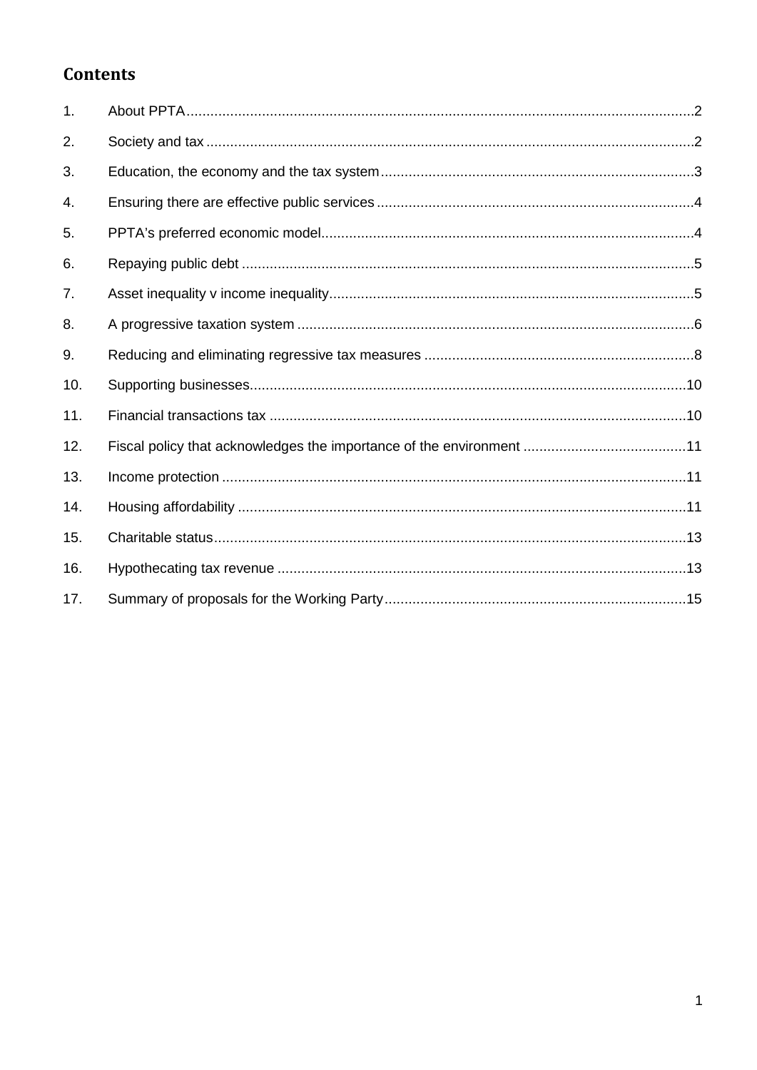## Contents

1. About PPTA ....................................................................................................................2
2. Society and tax ..............................................................................................................2
3. Education, the economy and the tax system ...................................................................3
4. Ensuring there are effective public services ...................................................................4
5. PPTA's preferred economic model....................................................................................4
6. Repaying public debt .......................................................................................................5
7. Asset inequality v income inequality...................................................................................5
8. A progressive taxation system ..........................................................................................6
9. Reducing and eliminating regressive tax measures ..........................................................8
10. Supporting businesses....................................................................................................10
11. Financial transactions tax ...............................................................................................10
12. Fiscal policy that acknowledges the importance of the environment ................................11
13. Income protection ..........................................................................................................11
14. Housing affordability .......................................................................................................11
15. Charitable status............................................................................................................13
16. Hypothecating tax revenue .............................................................................................13
17. Summary of proposals for the Working Party...................................................................15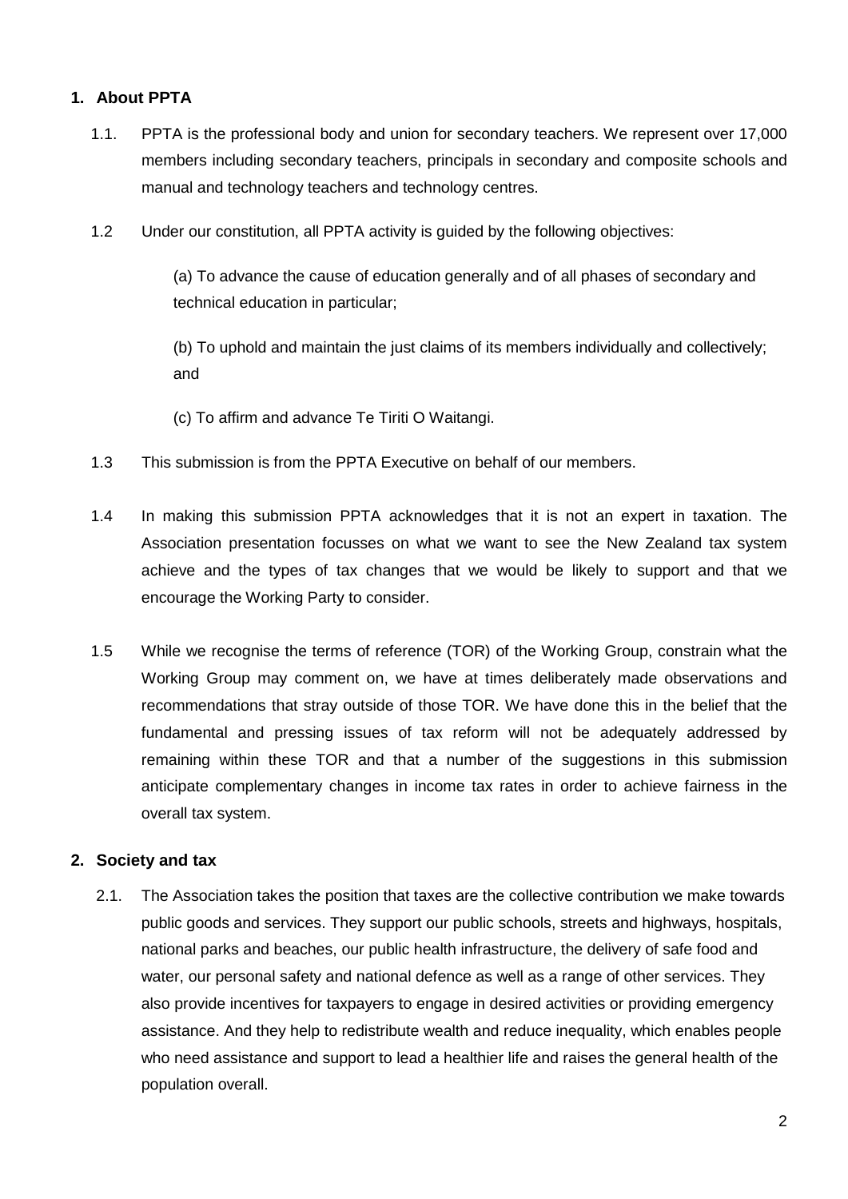## 1. About PPTA

1.1. PPTA is the professional body and union for secondary teachers. We represent over 17,000 members including secondary teachers, principals in secondary and composite schools and manual and technology teachers and technology centres.

1.2 Under our constitution, all PPTA activity is guided by the following objectives:

(a) To advance the cause of education generally and of all phases of secondary and technical education in particular;

(b) To uphold and maintain the just claims of its members individually and collectively; and

(c) To affirm and advance Te Tiriti O Waitangi.

1.3 This submission is from the PPTA Executive on behalf of our members.

1.4 In making this submission PPTA acknowledges that it is not an expert in taxation. The Association presentation focusses on what we want to see the New Zealand tax system achieve and the types of tax changes that we would be likely to support and that we encourage the Working Party to consider.

1.5 While we recognise the terms of reference (TOR) of the Working Group, constrain what the Working Group may comment on, we have at times deliberately made observations and recommendations that stray outside of those TOR. We have done this in the belief that the fundamental and pressing issues of tax reform will not be adequately addressed by remaining within these TOR and that a number of the suggestions in this submission anticipate complementary changes in income tax rates in order to achieve fairness in the overall tax system.

## 2. Society and tax

2.1. The Association takes the position that taxes are the collective contribution we make towards public goods and services. They support our public schools, streets and highways, hospitals, national parks and beaches, our public health infrastructure, the delivery of safe food and water, our personal safety and national defence as well as a range of other services. They also provide incentives for taxpayers to engage in desired activities or providing emergency assistance. And they help to redistribute wealth and reduce inequality, which enables people who need assistance and support to lead a healthier life and raises the general health of the population overall.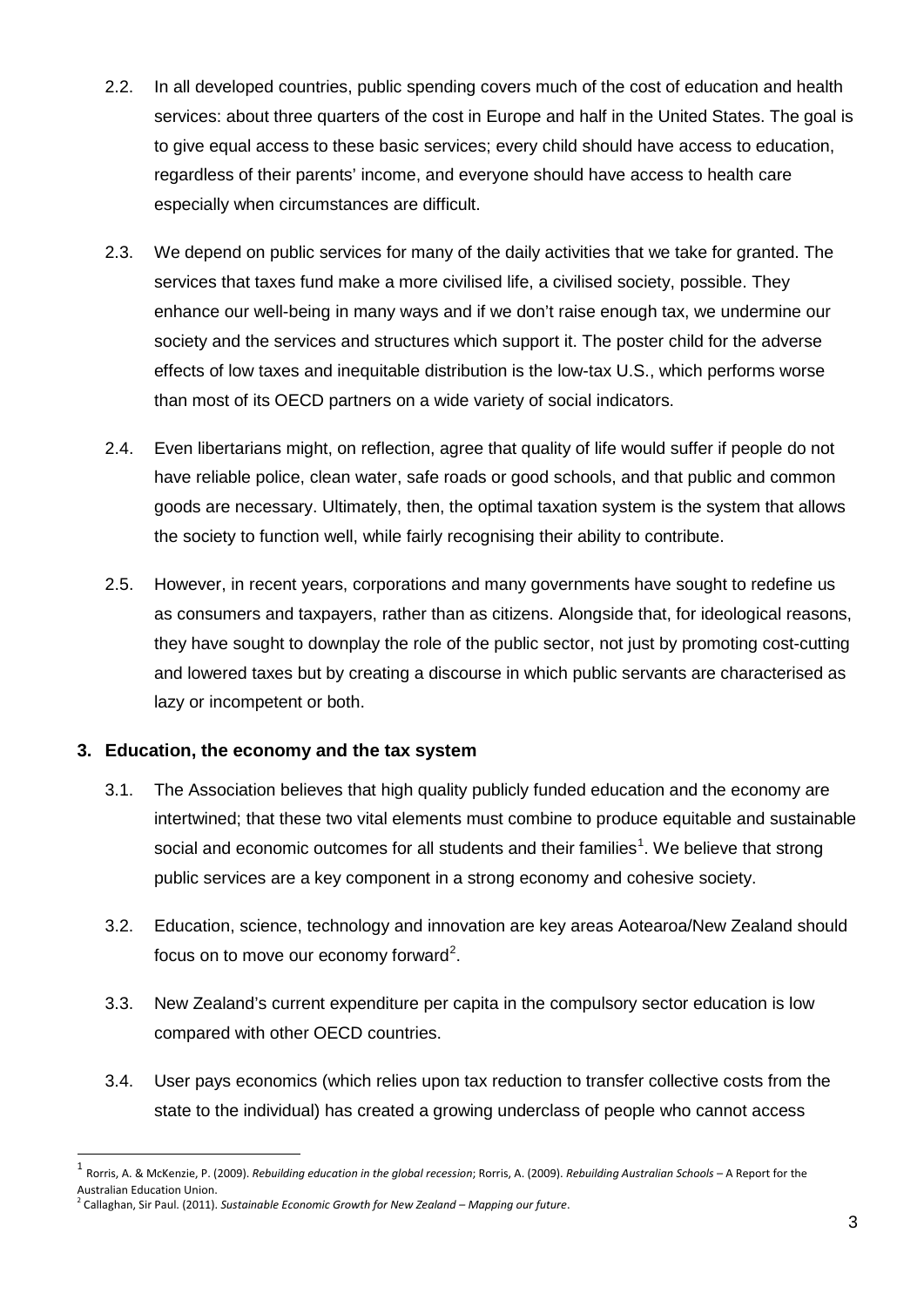2.2. In all developed countries, public spending covers much of the cost of education and health services: about three quarters of the cost in Europe and half in the United States. The goal is to give equal access to these basic services; every child should have access to education, regardless of their parents' income, and everyone should have access to health care especially when circumstances are difficult.

2.3. We depend on public services for many of the daily activities that we take for granted. The services that taxes fund make a more civilised life, a civilised society, possible. They enhance our well-being in many ways and if we don't raise enough tax, we undermine our society and the services and structures which support it. The poster child for the adverse effects of low taxes and inequitable distribution is the low-tax U.S., which performs worse than most of its OECD partners on a wide variety of social indicators.

2.4. Even libertarians might, on reflection, agree that quality of life would suffer if people do not have reliable police, clean water, safe roads or good schools, and that public and common goods are necessary. Ultimately, then, the optimal taxation system is the system that allows the society to function well, while fairly recognising their ability to contribute.

2.5. However, in recent years, corporations and many governments have sought to redefine us as consumers and taxpayers, rather than as citizens. Alongside that, for ideological reasons, they have sought to downplay the role of the public sector, not just by promoting cost-cutting and lowered taxes but by creating a discourse in which public servants are characterised as lazy or incompetent or both.

## 3. Education, the economy and the tax system

3.1. The Association believes that high quality publicly funded education and the economy are intertwined; that these two vital elements must combine to produce equitable and sustainable social and economic outcomes for all students and their families[1]. We believe that strong public services are a key component in a strong economy and cohesive society.

3.2. Education, science, technology and innovation are key areas Aotearoa/New Zealand should focus on to move our economy forward[2].

3.3. New Zealand's current expenditure per capita in the compulsory sector education is low compared with other OECD countries.

3.4. User pays economics (which relies upon tax reduction to transfer collective costs from the state to the individual) has created a growing underclass of people who cannot access

---

[1] Rorris, A. & McKenzie, P. (2009). *Rebuilding education in the global recession*; Rorris, A. (2009). *Rebuilding Australian Schools* – A Report for the Australian Education Union.

[2] Callaghan, Sir Paul. (2011). *Sustainable Economic Growth for New Zealand – Mapping our future*.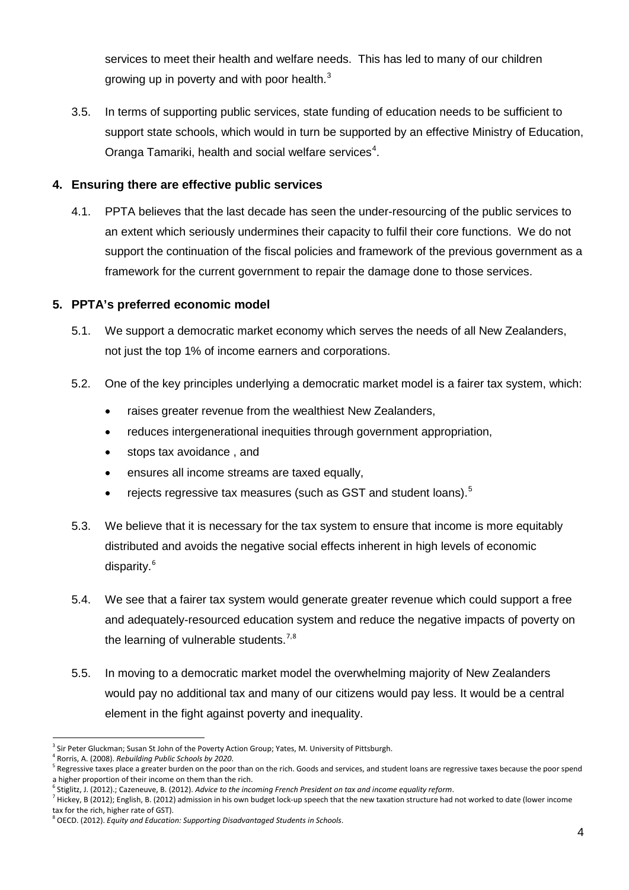services to meet their health and welfare needs. This has led to many of our children growing up in poverty and with poor health.[3]

3.5. In terms of supporting public services, state funding of education needs to be sufficient to support state schools, which would in turn be supported by an effective Ministry of Education, Oranga Tamariki, health and social welfare services[4].

## 4. Ensuring there are effective public services

4.1. PPTA believes that the last decade has seen the under-resourcing of the public services to an extent which seriously undermines their capacity to fulfil their core functions. We do not support the continuation of the fiscal policies and framework of the previous government as a framework for the current government to repair the damage done to those services.

## 5. PPTA's preferred economic model

5.1. We support a democratic market economy which serves the needs of all New Zealanders, not just the top 1% of income earners and corporations.

5.2. One of the key principles underlying a democratic market model is a fairer tax system, which:

- raises greater revenue from the wealthiest New Zealanders,
- reduces intergenerational inequities through government appropriation,
- stops tax avoidance , and
- ensures all income streams are taxed equally,
- rejects regressive tax measures (such as GST and student loans).[5]

5.3. We believe that it is necessary for the tax system to ensure that income is more equitably distributed and avoids the negative social effects inherent in high levels of economic disparity.[6]

5.4. We see that a fairer tax system would generate greater revenue which could support a free and adequately-resourced education system and reduce the negative impacts of poverty on the learning of vulnerable students.[7,8]

5.5. In moving to a democratic market model the overwhelming majority of New Zealanders would pay no additional tax and many of our citizens would pay less. It would be a central element in the fight against poverty and inequality.

---

[3] Sir Peter Gluckman; Susan St John of the Poverty Action Group; Yates, M. University of Pittsburgh.

[4] Rorris, A. (2008). *Rebuilding Public Schools by 2020*.

[5] Regressive taxes place a greater burden on the poor than on the rich. Goods and services, and student loans are regressive taxes because the poor spend a higher proportion of their income on them than the rich.

[6] Stiglitz, J. (2012).; Cazeneuve, B. (2012). *Advice to the incoming French President on tax and income equality reform*.

[7] Hickey, B (2012); English, B. (2012) admission in his own budget lock-up speech that the new taxation structure had not worked to date (lower income tax for the rich, higher rate of GST).

[8] OECD. (2012). *Equity and Education: Supporting Disadvantaged Students in Schools*.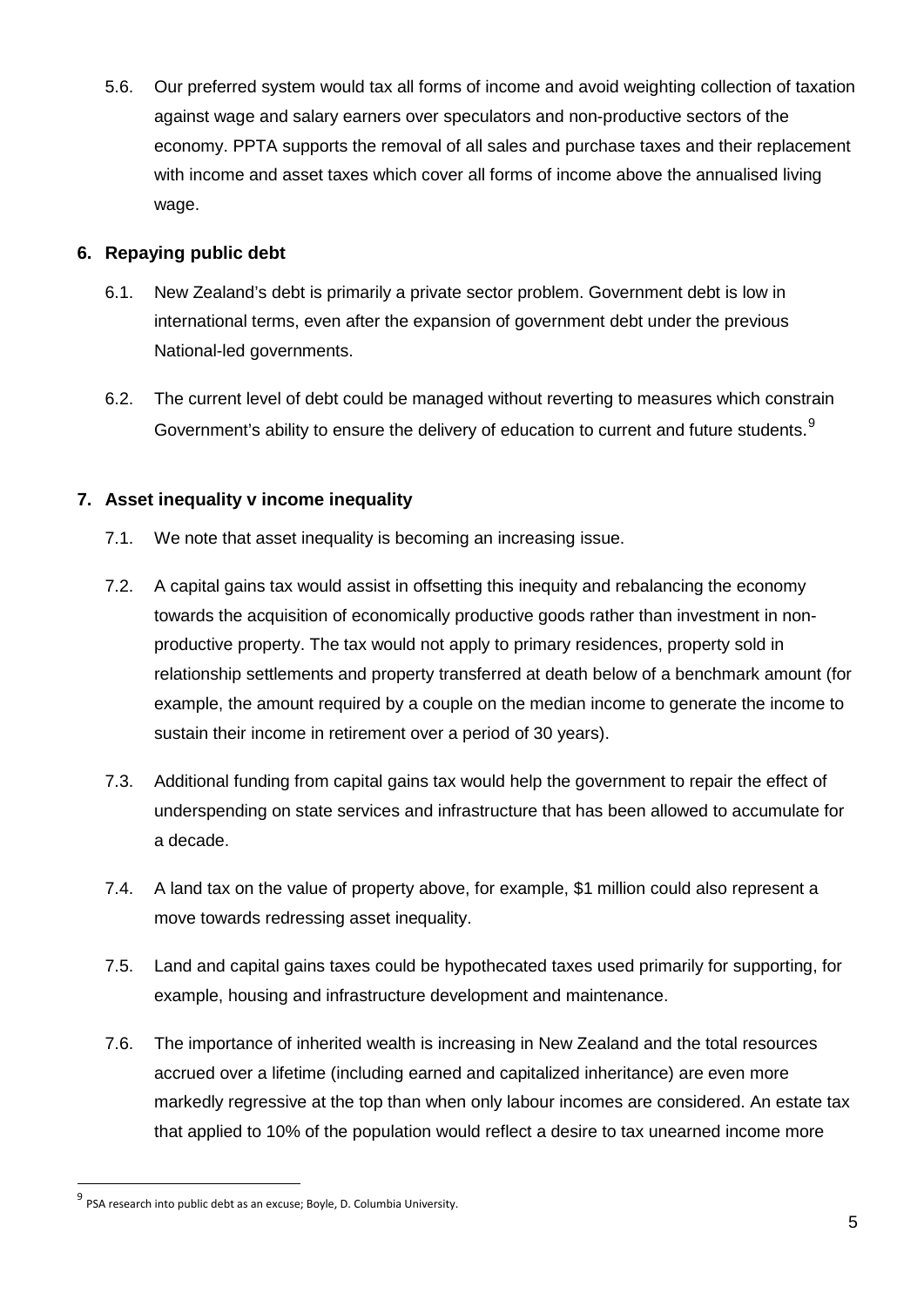5.6. Our preferred system would tax all forms of income and avoid weighting collection of taxation against wage and salary earners over speculators and non-productive sectors of the economy. PPTA supports the removal of all sales and purchase taxes and their replacement with income and asset taxes which cover all forms of income above the annualised living wage.

## 6. Repaying public debt

6.1. New Zealand's debt is primarily a private sector problem. Government debt is low in international terms, even after the expansion of government debt under the previous National-led governments.

6.2. The current level of debt could be managed without reverting to measures which constrain Government's ability to ensure the delivery of education to current and future students.[9]

## 7. Asset inequality v income inequality

7.1. We note that asset inequality is becoming an increasing issue.

7.2. A capital gains tax would assist in offsetting this inequity and rebalancing the economy towards the acquisition of economically productive goods rather than investment in non-productive property. The tax would not apply to primary residences, property sold in relationship settlements and property transferred at death below of a benchmark amount (for example, the amount required by a couple on the median income to generate the income to sustain their income in retirement over a period of 30 years).

7.3. Additional funding from capital gains tax would help the government to repair the effect of underspending on state services and infrastructure that has been allowed to accumulate for a decade.

7.4. A land tax on the value of property above, for example, $1 million could also represent a move towards redressing asset inequality.

7.5. Land and capital gains taxes could be hypothecated taxes used primarily for supporting, for example, housing and infrastructure development and maintenance.

7.6. The importance of inherited wealth is increasing in New Zealand and the total resources accrued over a lifetime (including earned and capitalized inheritance) are even more markedly regressive at the top than when only labour incomes are considered. An estate tax that applied to 10% of the population would reflect a desire to tax unearned income more

[9] PSA research into public debt as an excuse; Boyle, D. Columbia University.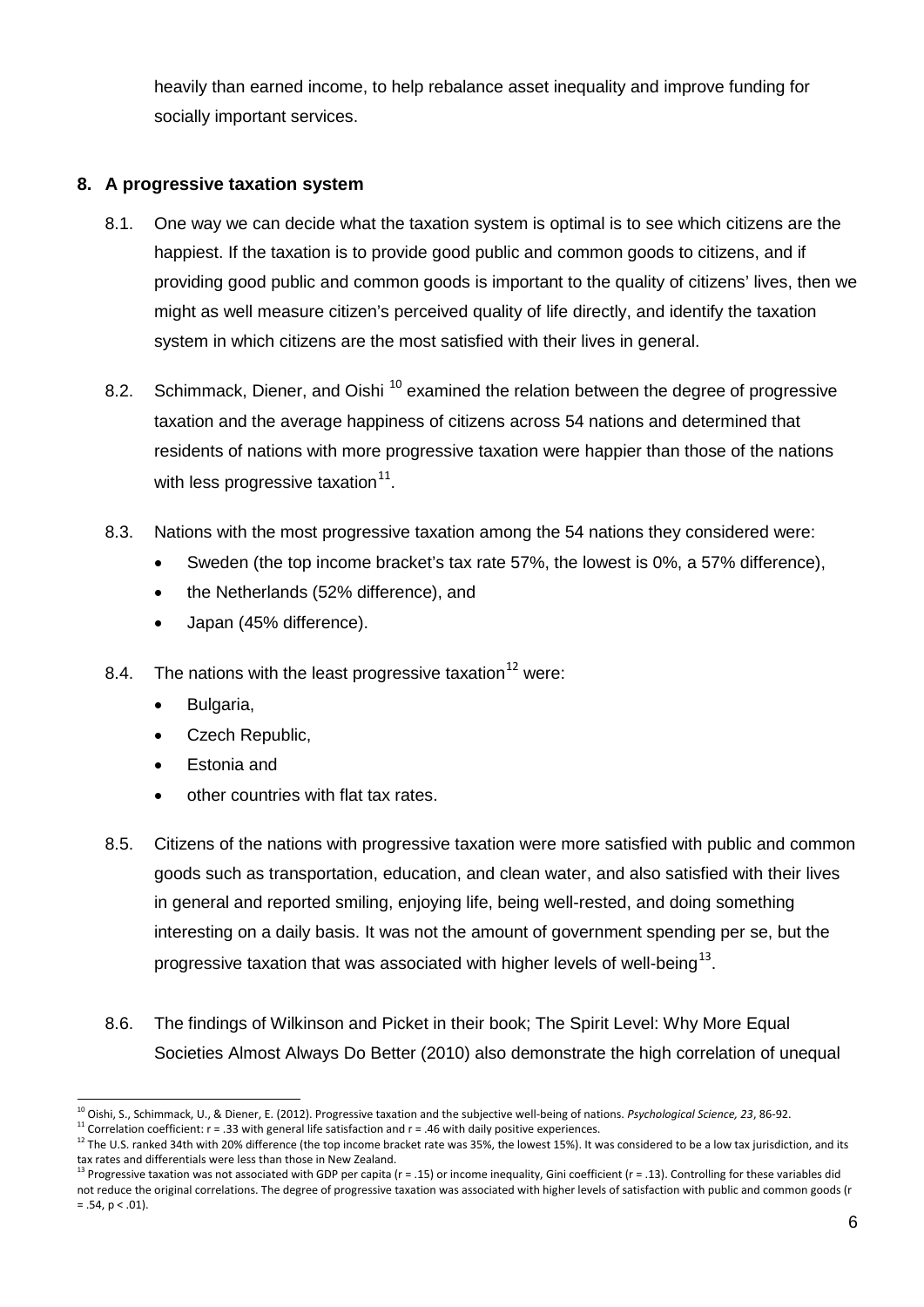heavily than earned income, to help rebalance asset inequality and improve funding for socially important services.

## 8. A progressive taxation system

8.1. One way we can decide what the taxation system is optimal is to see which citizens are the happiest. If the taxation is to provide good public and common goods to citizens, and if providing good public and common goods is important to the quality of citizens' lives, then we might as well measure citizen's perceived quality of life directly, and identify the taxation system in which citizens are the most satisfied with their lives in general.

8.2. Schimmack, Diener, and Oishi [10] examined the relation between the degree of progressive taxation and the average happiness of citizens across 54 nations and determined that residents of nations with more progressive taxation were happier than those of the nations with less progressive taxation[11].

8.3. Nations with the most progressive taxation among the 54 nations they considered were:

- Sweden (the top income bracket's tax rate 57%, the lowest is 0%, a 57% difference),
- the Netherlands (52% difference), and
- Japan (45% difference).

8.4. The nations with the least progressive taxation[12] were:

- Bulgaria,
- Czech Republic,
- Estonia and
- other countries with flat tax rates.

8.5. Citizens of the nations with progressive taxation were more satisfied with public and common goods such as transportation, education, and clean water, and also satisfied with their lives in general and reported smiling, enjoying life, being well-rested, and doing something interesting on a daily basis. It was not the amount of government spending per se, but the progressive taxation that was associated with higher levels of well-being[13].

8.6. The findings of Wilkinson and Picket in their book; The Spirit Level: Why More Equal Societies Almost Always Do Better (2010) also demonstrate the high correlation of unequal

---

[10] Oishi, S., Schimmack, U., & Diener, E. (2012). Progressive taxation and the subjective well-being of nations. *Psychological Science, 23*, 86-92.

[11] Correlation coefficient: $r = .33$ with general life satisfaction and $r = .46$ with daily positive experiences.

[12] The U.S. ranked 34th with 20% difference (the top income bracket rate was 35%, the lowest 15%). It was considered to be a low tax jurisdiction, and its tax rates and differentials were less than those in New Zealand.

[13] Progressive taxation was not associated with GDP per capita ($r = .15$) or income inequality, Gini coefficient ($r = .13$). Controlling for these variables did not reduce the original correlations. The degree of progressive taxation was associated with higher levels of satisfaction with public and common goods ($r = .54$, $p < .01$).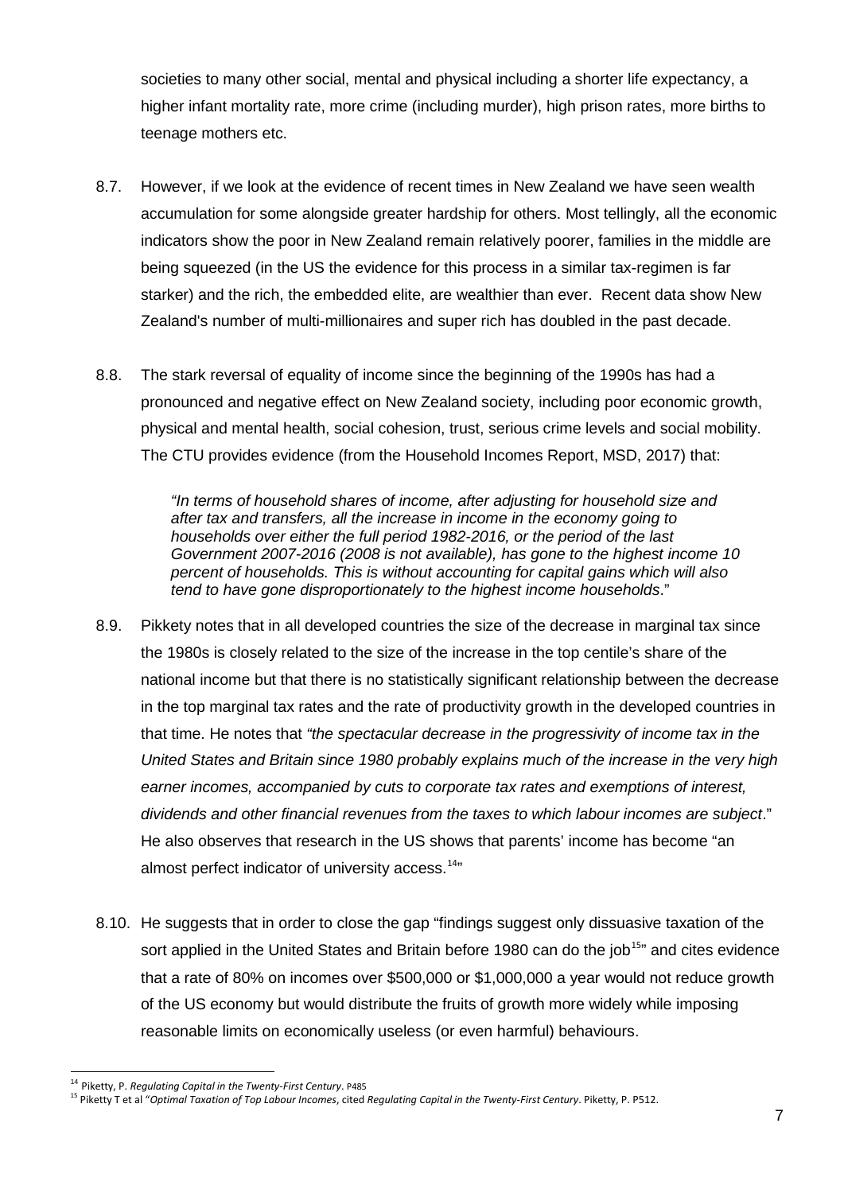societies to many other social, mental and physical including a shorter life expectancy, a higher infant mortality rate, more crime (including murder), high prison rates, more births to teenage mothers etc.

8.7. However, if we look at the evidence of recent times in New Zealand we have seen wealth accumulation for some alongside greater hardship for others. Most tellingly, all the economic indicators show the poor in New Zealand remain relatively poorer, families in the middle are being squeezed (in the US the evidence for this process in a similar tax-regimen is far starker) and the rich, the embedded elite, are wealthier than ever. Recent data show New Zealand's number of multi-millionaires and super rich has doubled in the past decade.

8.8. The stark reversal of equality of income since the beginning of the 1990s has had a pronounced and negative effect on New Zealand society, including poor economic growth, physical and mental health, social cohesion, trust, serious crime levels and social mobility. The CTU provides evidence (from the Household Incomes Report, MSD, 2017) that:

> *"In terms of household shares of income, after adjusting for household size and after tax and transfers, all the increase in income in the economy going to households over either the full period 1982-2016, or the period of the last Government 2007-2016 (2008 is not available), has gone to the highest income 10 percent of households. This is without accounting for capital gains which will also tend to have gone disproportionately to the highest income households*."

8.9. Pikkety notes that in all developed countries the size of the decrease in marginal tax since the 1980s is closely related to the size of the increase in the top centile's share of the national income but that there is no statistically significant relationship between the decrease in the top marginal tax rates and the rate of productivity growth in the developed countries in that time. He notes that *"the spectacular decrease in the progressivity of income tax in the United States and Britain since 1980 probably explains much of the increase in the very high earner incomes, accompanied by cuts to corporate tax rates and exemptions of interest, dividends and other financial revenues from the taxes to which labour incomes are subject*." He also observes that research in the US shows that parents' income has become "an almost perfect indicator of university access.[14]"

8.10. He suggests that in order to close the gap "findings suggest only dissuasive taxation of the sort applied in the United States and Britain before 1980 can do the job[15]" and cites evidence that a rate of 80% on incomes over $500,000 or $1,000,000 a year would not reduce growth of the US economy but would distribute the fruits of growth more widely while imposing reasonable limits on economically useless (or even harmful) behaviours.

---

[14] Piketty, P. *Regulating Capital in the Twenty-First Century*. P485

[15] Piketty T et al "*Optimal Taxation of Top Labour Incomes*, cited *Regulating Capital in the Twenty-First Century*. Piketty, P. P512.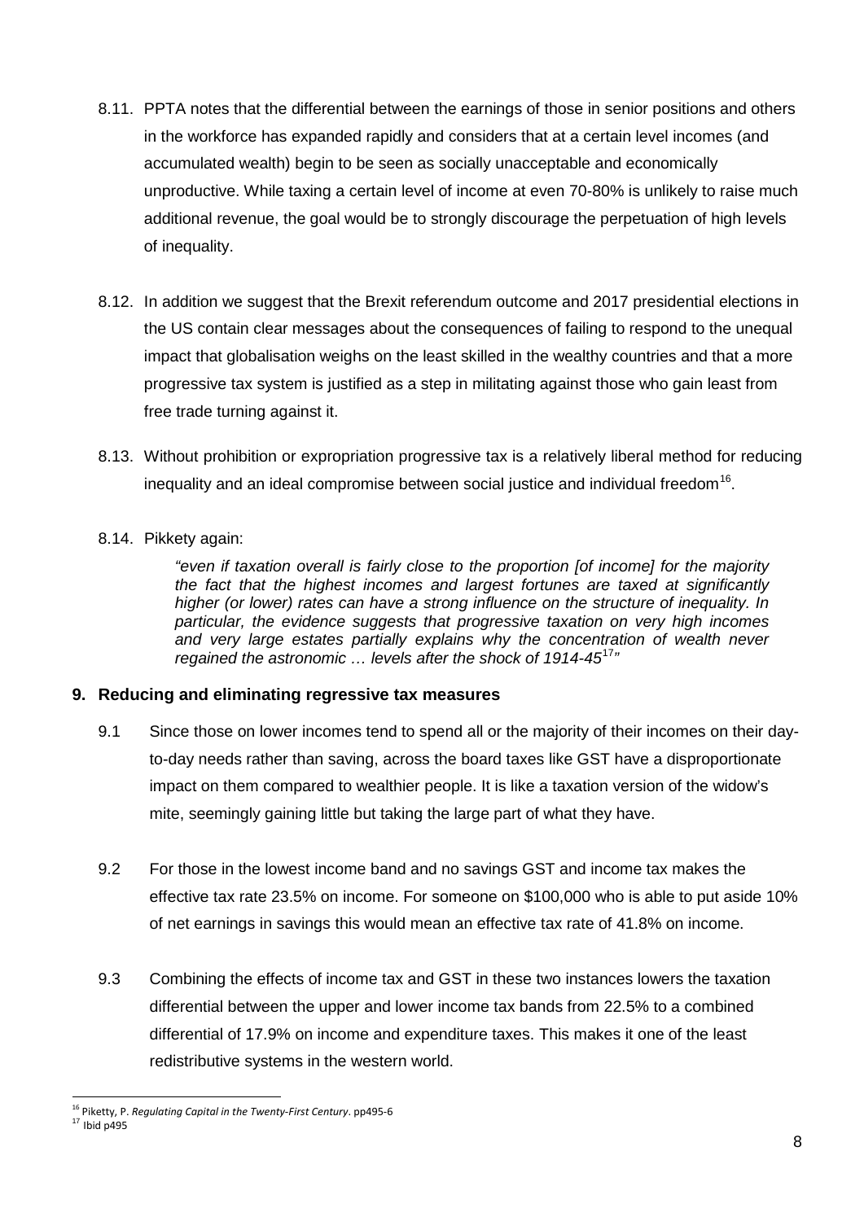8.11. PPTA notes that the differential between the earnings of those in senior positions and others in the workforce has expanded rapidly and considers that at a certain level incomes (and accumulated wealth) begin to be seen as socially unacceptable and economically unproductive. While taxing a certain level of income at even 70-80% is unlikely to raise much additional revenue, the goal would be to strongly discourage the perpetuation of high levels of inequality.

8.12. In addition we suggest that the Brexit referendum outcome and 2017 presidential elections in the US contain clear messages about the consequences of failing to respond to the unequal impact that globalisation weighs on the least skilled in the wealthy countries and that a more progressive tax system is justified as a step in militating against those who gain least from free trade turning against it.

8.13. Without prohibition or expropriation progressive tax is a relatively liberal method for reducing inequality and an ideal compromise between social justice and individual freedom[16].

8.14. Pikkety again:

> *"even if taxation overall is fairly close to the proportion [of income] for the majority the fact that the highest incomes and largest fortunes are taxed at significantly higher (or lower) rates can have a strong influence on the structure of inequality. In particular, the evidence suggests that progressive taxation on very high incomes and very large estates partially explains why the concentration of wealth never regained the astronomic … levels after the shock of 1914-45*[17]*"*

## 9. Reducing and eliminating regressive tax measures

9.1 Since those on lower incomes tend to spend all or the majority of their incomes on their day-to-day needs rather than saving, across the board taxes like GST have a disproportionate impact on them compared to wealthier people. It is like a taxation version of the widow's mite, seemingly gaining little but taking the large part of what they have.

9.2 For those in the lowest income band and no savings GST and income tax makes the effective tax rate 23.5% on income. For someone on $100,000 who is able to put aside 10% of net earnings in savings this would mean an effective tax rate of 41.8% on income.

9.3 Combining the effects of income tax and GST in these two instances lowers the taxation differential between the upper and lower income tax bands from 22.5% to a combined differential of 17.9% on income and expenditure taxes. This makes it one of the least redistributive systems in the western world.

---

[16] Piketty, P. *Regulating Capital in the Twenty-First Century*. pp495-6

[17] Ibid p495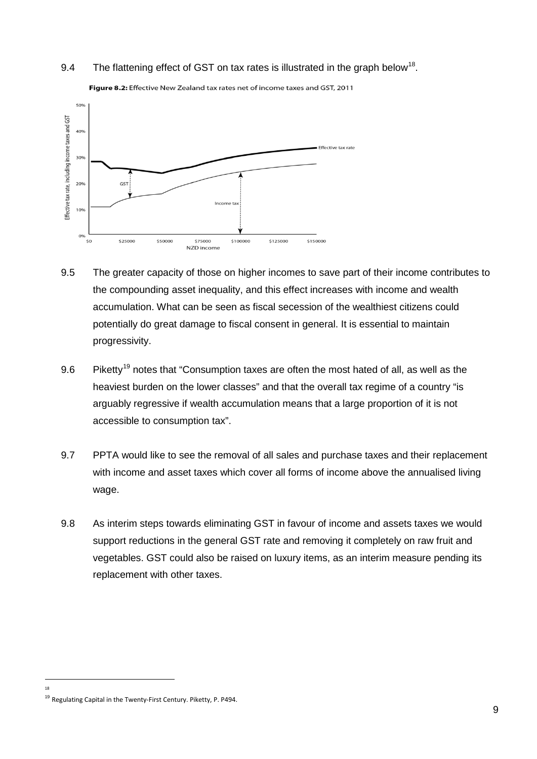9.4 The flattening effect of GST on tax rates is illustrated in the graph below[18].

**Figure 8.2:** Effective New Zealand tax rates net of income taxes and GST, 2011

9.5 The greater capacity of those on higher incomes to save part of their income contributes to the compounding asset inequality, and this effect increases with income and wealth accumulation. What can be seen as fiscal secession of the wealthiest citizens could potentially do great damage to fiscal consent in general. It is essential to maintain progressivity.

9.6 Piketty[19] notes that "Consumption taxes are often the most hated of all, as well as the heaviest burden on the lower classes" and that the overall tax regime of a country "is arguably regressive if wealth accumulation means that a large proportion of it is not accessible to consumption tax".

9.7 PPTA would like to see the removal of all sales and purchase taxes and their replacement with income and asset taxes which cover all forms of income above the annualised living wage.

9.8 As interim steps towards eliminating GST in favour of income and assets taxes we would support reductions in the general GST rate and removing it completely on raw fruit and vegetables. GST could also be raised on luxury items, as an interim measure pending its replacement with other taxes.

---

[18]

[19] Regulating Capital in the Twenty-First Century. Piketty, P. P494.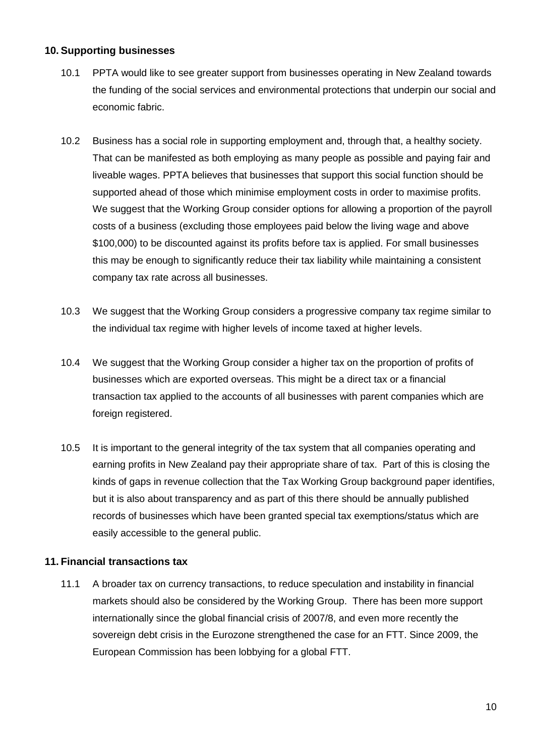## 10. Supporting businesses

10.1 PPTA would like to see greater support from businesses operating in New Zealand towards the funding of the social services and environmental protections that underpin our social and economic fabric.

10.2 Business has a social role in supporting employment and, through that, a healthy society. That can be manifested as both employing as many people as possible and paying fair and liveable wages. PPTA believes that businesses that support this social function should be supported ahead of those which minimise employment costs in order to maximise profits. We suggest that the Working Group consider options for allowing a proportion of the payroll costs of a business (excluding those employees paid below the living wage and above $100,000) to be discounted against its profits before tax is applied. For small businesses this may be enough to significantly reduce their tax liability while maintaining a consistent company tax rate across all businesses.

10.3 We suggest that the Working Group considers a progressive company tax regime similar to the individual tax regime with higher levels of income taxed at higher levels.

10.4 We suggest that the Working Group consider a higher tax on the proportion of profits of businesses which are exported overseas. This might be a direct tax or a financial transaction tax applied to the accounts of all businesses with parent companies which are foreign registered.

10.5 It is important to the general integrity of the tax system that all companies operating and earning profits in New Zealand pay their appropriate share of tax. Part of this is closing the kinds of gaps in revenue collection that the Tax Working Group background paper identifies, but it is also about transparency and as part of this there should be annually published records of businesses which have been granted special tax exemptions/status which are easily accessible to the general public.

## 11. Financial transactions tax

11.1 A broader tax on currency transactions, to reduce speculation and instability in financial markets should also be considered by the Working Group. There has been more support internationally since the global financial crisis of 2007/8, and even more recently the sovereign debt crisis in the Eurozone strengthened the case for an FTT. Since 2009, the European Commission has been lobbying for a global FTT.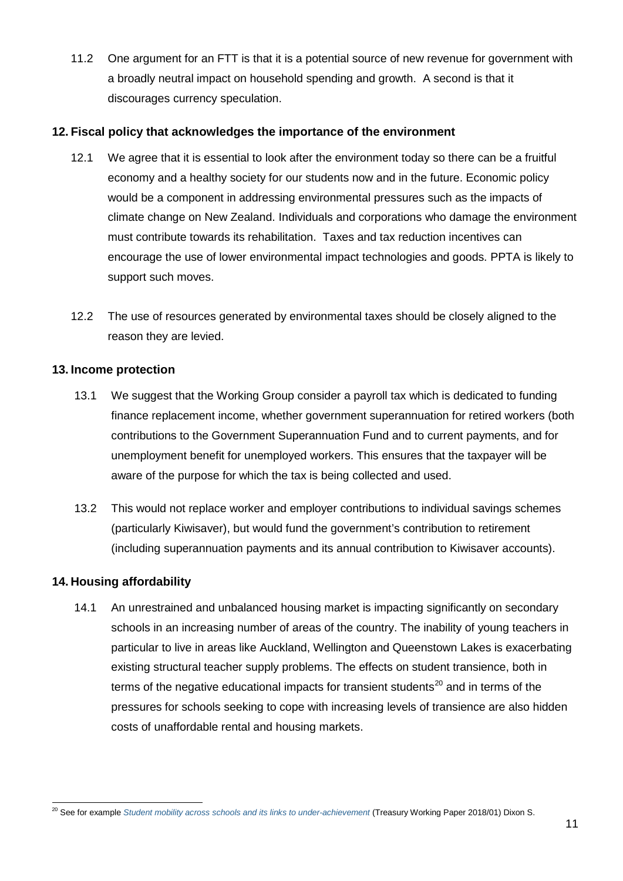11.2 One argument for an FTT is that it is a potential source of new revenue for government with a broadly neutral impact on household spending and growth. A second is that it discourages currency speculation.

## 12. Fiscal policy that acknowledges the importance of the environment

12.1 We agree that it is essential to look after the environment today so there can be a fruitful economy and a healthy society for our students now and in the future. Economic policy would be a component in addressing environmental pressures such as the impacts of climate change on New Zealand. Individuals and corporations who damage the environment must contribute towards its rehabilitation. Taxes and tax reduction incentives can encourage the use of lower environmental impact technologies and goods. PPTA is likely to support such moves.

12.2 The use of resources generated by environmental taxes should be closely aligned to the reason they are levied.

## 13. Income protection

13.1 We suggest that the Working Group consider a payroll tax which is dedicated to funding finance replacement income, whether government superannuation for retired workers (both contributions to the Government Superannuation Fund and to current payments, and for unemployment benefit for unemployed workers. This ensures that the taxpayer will be aware of the purpose for which the tax is being collected and used.

13.2 This would not replace worker and employer contributions to individual savings schemes (particularly Kiwisaver), but would fund the government's contribution to retirement (including superannuation payments and its annual contribution to Kiwisaver accounts).

## 14. Housing affordability

14.1 An unrestrained and unbalanced housing market is impacting significantly on secondary schools in an increasing number of areas of the country. The inability of young teachers in particular to live in areas like Auckland, Wellington and Queenstown Lakes is exacerbating existing structural teacher supply problems. The effects on student transience, both in terms of the negative educational impacts for transient students[20] and in terms of the pressures for schools seeking to cope with increasing levels of transience are also hidden costs of unaffordable rental and housing markets.

---

[20] See for example *Student mobility across schools and its links to under-achievement* (Treasury Working Paper 2018/01) Dixon S.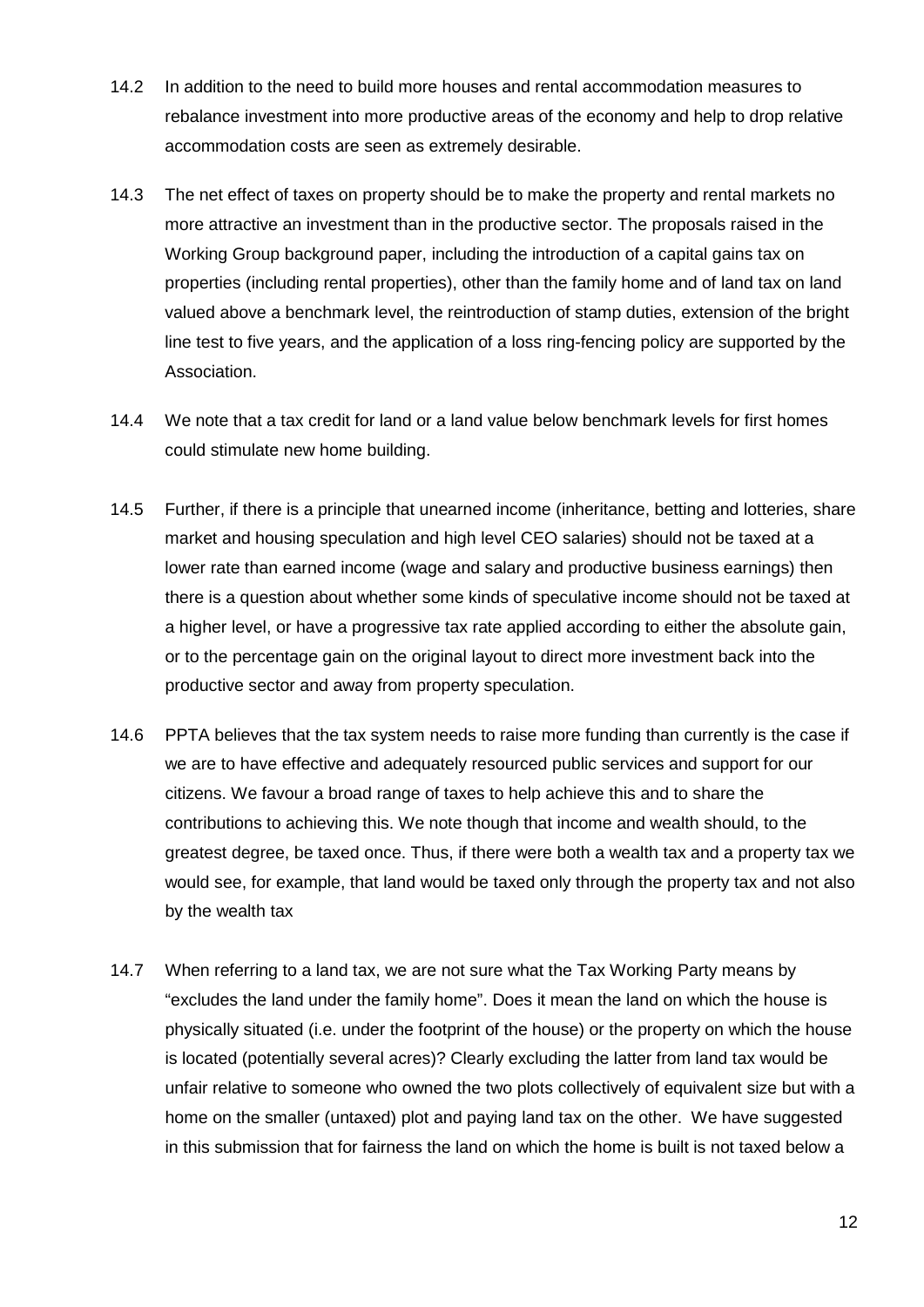14.2 In addition to the need to build more houses and rental accommodation measures to rebalance investment into more productive areas of the economy and help to drop relative accommodation costs are seen as extremely desirable.

14.3 The net effect of taxes on property should be to make the property and rental markets no more attractive an investment than in the productive sector. The proposals raised in the Working Group background paper, including the introduction of a capital gains tax on properties (including rental properties), other than the family home and of land tax on land valued above a benchmark level, the reintroduction of stamp duties, extension of the bright line test to five years, and the application of a loss ring-fencing policy are supported by the Association.

14.4 We note that a tax credit for land or a land value below benchmark levels for first homes could stimulate new home building.

14.5 Further, if there is a principle that unearned income (inheritance, betting and lotteries, share market and housing speculation and high level CEO salaries) should not be taxed at a lower rate than earned income (wage and salary and productive business earnings) then there is a question about whether some kinds of speculative income should not be taxed at a higher level, or have a progressive tax rate applied according to either the absolute gain, or to the percentage gain on the original layout to direct more investment back into the productive sector and away from property speculation.

14.6 PPTA believes that the tax system needs to raise more funding than currently is the case if we are to have effective and adequately resourced public services and support for our citizens. We favour a broad range of taxes to help achieve this and to share the contributions to achieving this. We note though that income and wealth should, to the greatest degree, be taxed once. Thus, if there were both a wealth tax and a property tax we would see, for example, that land would be taxed only through the property tax and not also by the wealth tax

14.7 When referring to a land tax, we are not sure what the Tax Working Party means by "excludes the land under the family home". Does it mean the land on which the house is physically situated (i.e. under the footprint of the house) or the property on which the house is located (potentially several acres)? Clearly excluding the latter from land tax would be unfair relative to someone who owned the two plots collectively of equivalent size but with a home on the smaller (untaxed) plot and paying land tax on the other. We have suggested in this submission that for fairness the land on which the home is built is not taxed below a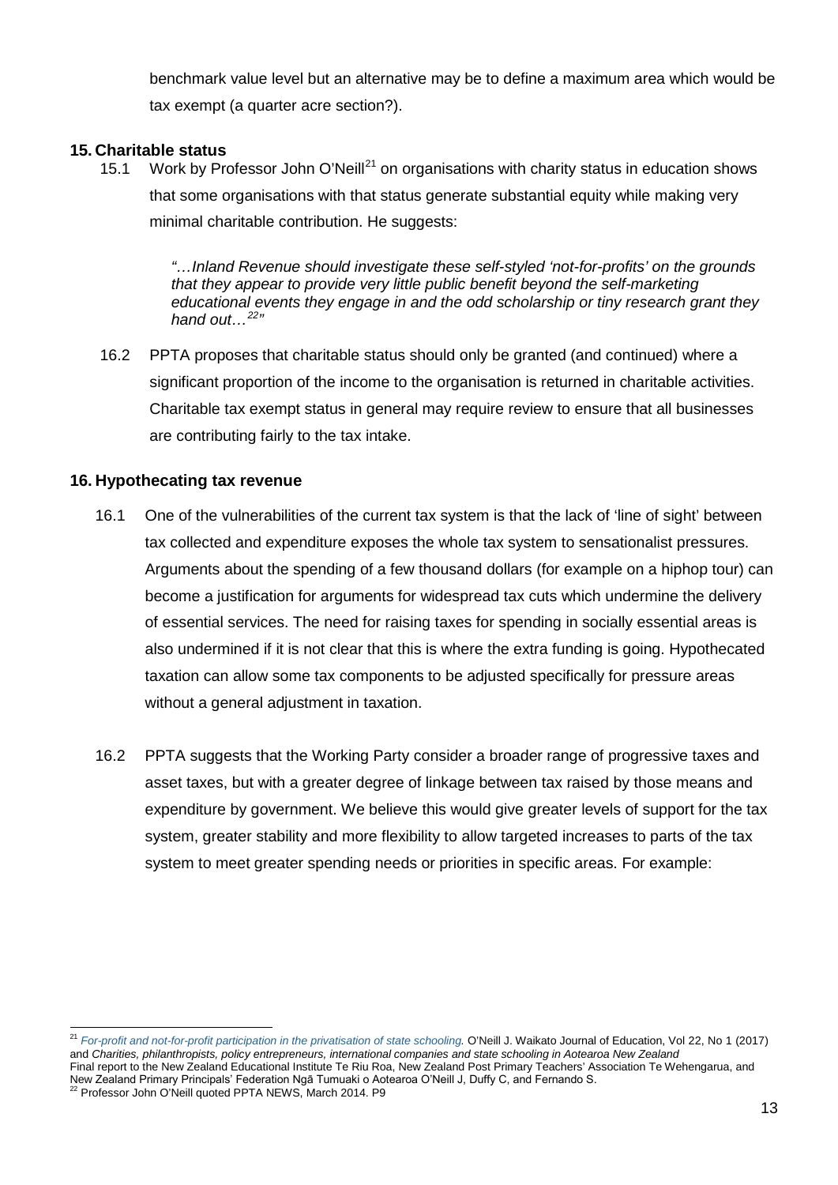benchmark value level but an alternative may be to define a maximum area which would be tax exempt (a quarter acre section?).

## 15. Charitable status

15.1 Work by Professor John O'Neill[21] on organisations with charity status in education shows that some organisations with that status generate substantial equity while making very minimal charitable contribution. He suggests:

> *"…Inland Revenue should investigate these self-styled 'not-for-profits' on the grounds that they appear to provide very little public benefit beyond the self-marketing educational events they engage in and the odd scholarship or tiny research grant they hand out…[22]"*

16.2 PPTA proposes that charitable status should only be granted (and continued) where a significant proportion of the income to the organisation is returned in charitable activities. Charitable tax exempt status in general may require review to ensure that all businesses are contributing fairly to the tax intake.

## 16. Hypothecating tax revenue

16.1 One of the vulnerabilities of the current tax system is that the lack of 'line of sight' between tax collected and expenditure exposes the whole tax system to sensationalist pressures. Arguments about the spending of a few thousand dollars (for example on a hiphop tour) can become a justification for arguments for widespread tax cuts which undermine the delivery of essential services. The need for raising taxes for spending in socially essential areas is also undermined if it is not clear that this is where the extra funding is going. Hypothecated taxation can allow some tax components to be adjusted specifically for pressure areas without a general adjustment in taxation.

16.2 PPTA suggests that the Working Party consider a broader range of progressive taxes and asset taxes, but with a greater degree of linkage between tax raised by those means and expenditure by government. We believe this would give greater levels of support for the tax system, greater stability and more flexibility to allow targeted increases to parts of the tax system to meet greater spending needs or priorities in specific areas. For example:

---

[21] *For-profit and not-for-profit participation in the privatisation of state schooling.* O'Neill J. Waikato Journal of Education, Vol 22, No 1 (2017) and *Charities, philanthropists, policy entrepreneurs, international companies and state schooling in Aotearoa New Zealand* Final report to the New Zealand Educational Institute Te Riu Roa, New Zealand Post Primary Teachers' Association Te Wehengarua, and New Zealand Primary Principals' Federation Ngā Tumuaki o Aotearoa O'Neill J, Duffy C, and Fernando S.

[22] Professor John O'Neill quoted PPTA NEWS, March 2014. P9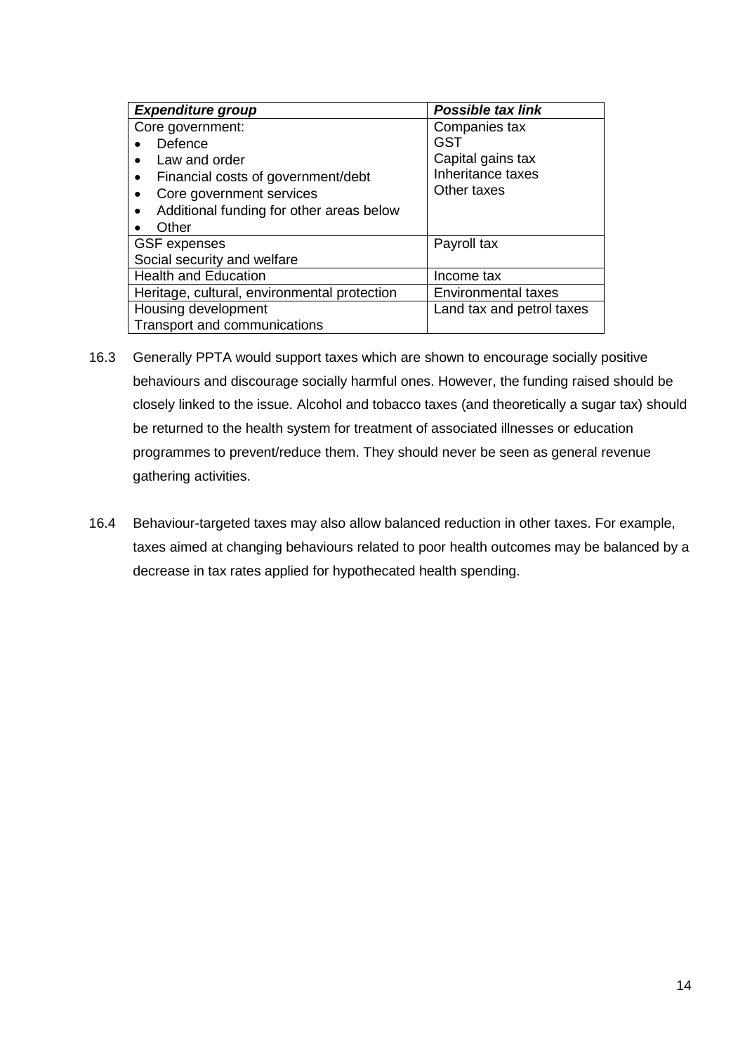| ***Expenditure group*** | ***Possible tax link*** |
|---|---|
| Core government:<br>• Defence<br>• Law and order<br>• Financial costs of government/debt<br>• Core government services<br>• Additional funding for other areas below<br>• Other | Companies tax<br>GST<br>Capital gains tax<br>Inheritance taxes<br>Other taxes |
| GSF expenses<br>Social security and welfare | Payroll tax |
| Health and Education | Income tax |
| Heritage, cultural, environmental protection | Environmental taxes |
| Housing development<br>Transport and communications | Land tax and petrol taxes |

16.3 Generally PPTA would support taxes which are shown to encourage socially positive behaviours and discourage socially harmful ones. However, the funding raised should be closely linked to the issue. Alcohol and tobacco taxes (and theoretically a sugar tax) should be returned to the health system for treatment of associated illnesses or education programmes to prevent/reduce them. They should never be seen as general revenue gathering activities.

16.4 Behaviour-targeted taxes may also allow balanced reduction in other taxes. For example, taxes aimed at changing behaviours related to poor health outcomes may be balanced by a decrease in tax rates applied for hypothecated health spending.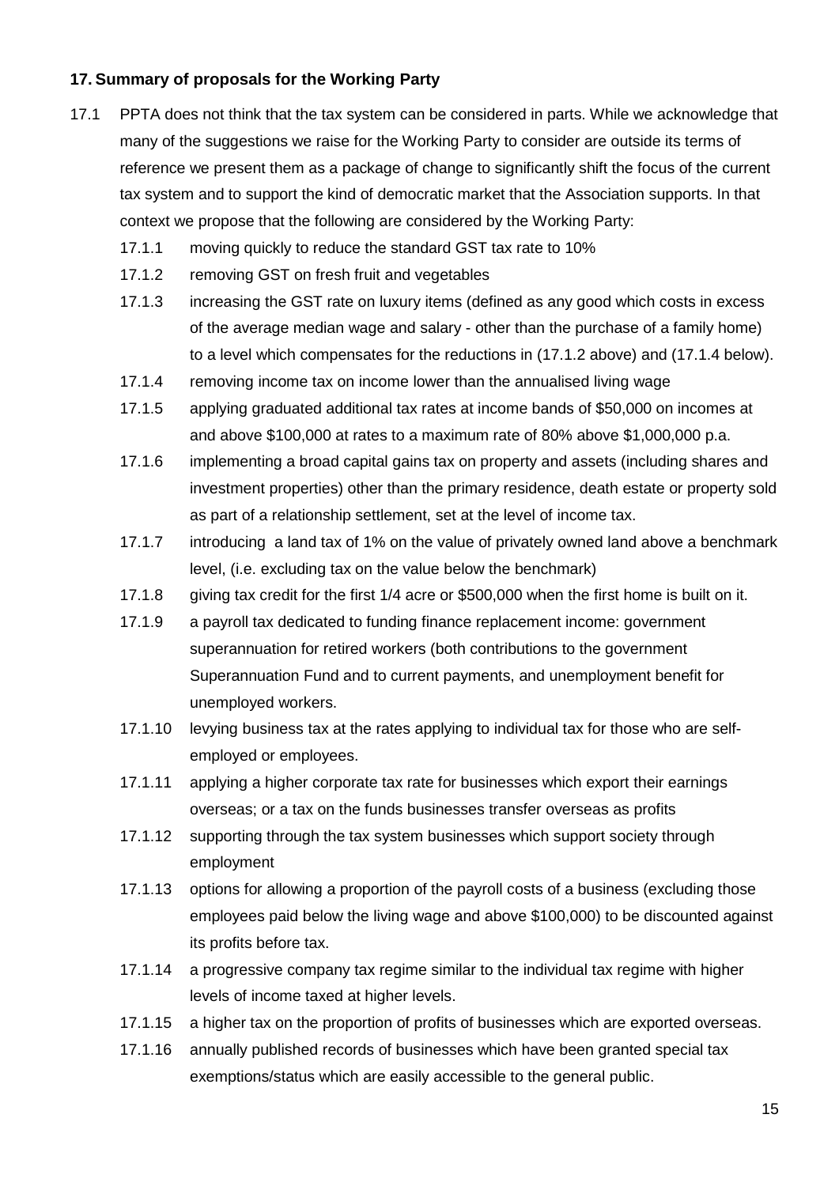## 17. Summary of proposals for the Working Party

17.1 PPTA does not think that the tax system can be considered in parts. While we acknowledge that many of the suggestions we raise for the Working Party to consider are outside its terms of reference we present them as a package of change to significantly shift the focus of the current tax system and to support the kind of democratic market that the Association supports. In that context we propose that the following are considered by the Working Party:

- 17.1.1 moving quickly to reduce the standard GST tax rate to 10%
- 17.1.2 removing GST on fresh fruit and vegetables
- 17.1.3 increasing the GST rate on luxury items (defined as any good which costs in excess of the average median wage and salary - other than the purchase of a family home) to a level which compensates for the reductions in (17.1.2 above) and (17.1.4 below).
- 17.1.4 removing income tax on income lower than the annualised living wage
- 17.1.5 applying graduated additional tax rates at income bands of $50,000 on incomes at and above $100,000 at rates to a maximum rate of 80% above $1,000,000 p.a.
- 17.1.6 implementing a broad capital gains tax on property and assets (including shares and investment properties) other than the primary residence, death estate or property sold as part of a relationship settlement, set at the level of income tax.
- 17.1.7 introducing a land tax of 1% on the value of privately owned land above a benchmark level, (i.e. excluding tax on the value below the benchmark)
- 17.1.8 giving tax credit for the first 1/4 acre or $500,000 when the first home is built on it.
- 17.1.9 a payroll tax dedicated to funding finance replacement income: government superannuation for retired workers (both contributions to the government Superannuation Fund and to current payments, and unemployment benefit for unemployed workers.
- 17.1.10 levying business tax at the rates applying to individual tax for those who are self-employed or employees.
- 17.1.11 applying a higher corporate tax rate for businesses which export their earnings overseas; or a tax on the funds businesses transfer overseas as profits
- 17.1.12 supporting through the tax system businesses which support society through employment
- 17.1.13 options for allowing a proportion of the payroll costs of a business (excluding those employees paid below the living wage and above $100,000) to be discounted against its profits before tax.
- 17.1.14 a progressive company tax regime similar to the individual tax regime with higher levels of income taxed at higher levels.
- 17.1.15 a higher tax on the proportion of profits of businesses which are exported overseas.
- 17.1.16 annually published records of businesses which have been granted special tax exemptions/status which are easily accessible to the general public.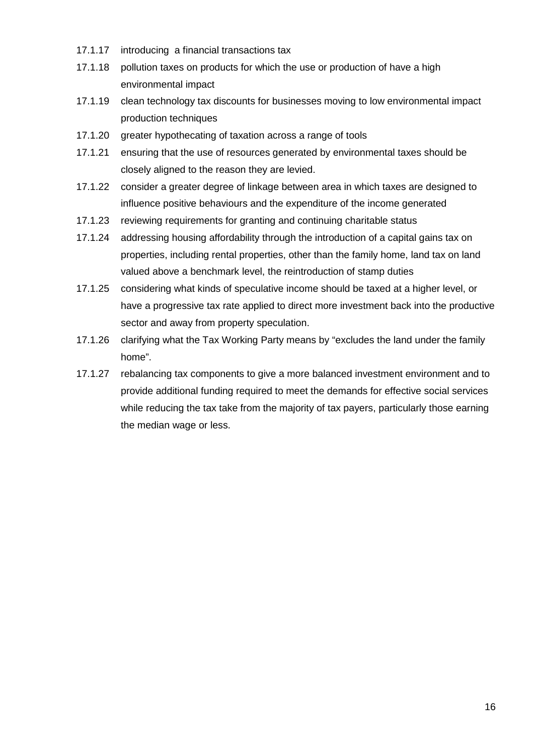17.1.17 introducing a financial transactions tax

17.1.18 pollution taxes on products for which the use or production of have a high environmental impact

17.1.19 clean technology tax discounts for businesses moving to low environmental impact production techniques

17.1.20 greater hypothecating of taxation across a range of tools

17.1.21 ensuring that the use of resources generated by environmental taxes should be closely aligned to the reason they are levied.

17.1.22 consider a greater degree of linkage between area in which taxes are designed to influence positive behaviours and the expenditure of the income generated

17.1.23 reviewing requirements for granting and continuing charitable status

17.1.24 addressing housing affordability through the introduction of a capital gains tax on properties, including rental properties, other than the family home, land tax on land valued above a benchmark level, the reintroduction of stamp duties

17.1.25 considering what kinds of speculative income should be taxed at a higher level, or have a progressive tax rate applied to direct more investment back into the productive sector and away from property speculation.

17.1.26 clarifying what the Tax Working Party means by "excludes the land under the family home".

17.1.27 rebalancing tax components to give a more balanced investment environment and to provide additional funding required to meet the demands for effective social services while reducing the tax take from the majority of tax payers, particularly those earning the median wage or less.